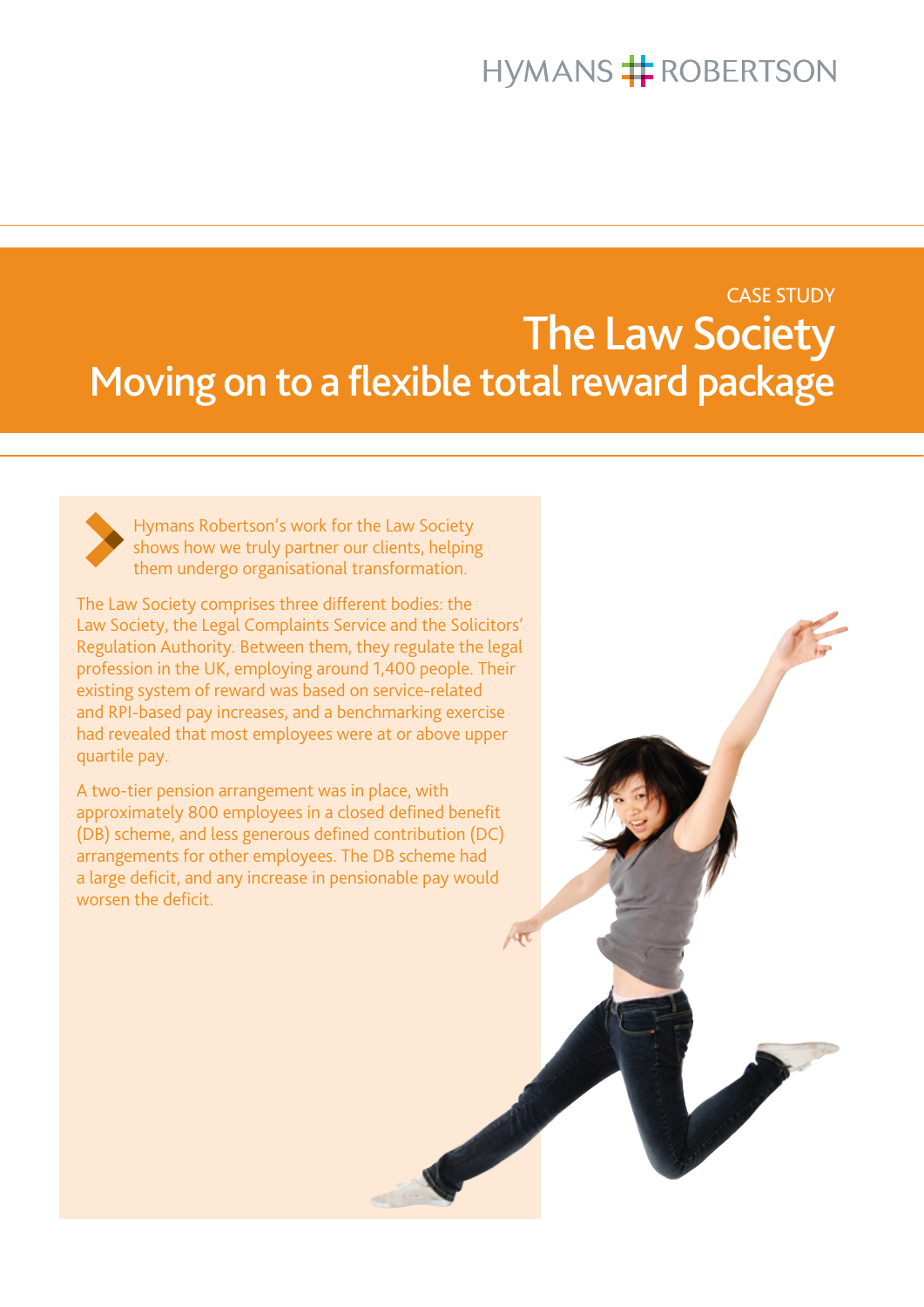HYMANS ROBERTSON

CASE STUDY

# The Law Society
## Moving on to a flexible total reward package

Hymans Robertson's work for the Law Society shows how we truly partner our clients, helping them undergo organisational transformation.

The Law Society comprises three different bodies: the Law Society, the Legal Complaints Service and the Solicitors' Regulation Authority. Between them, they regulate the legal profession in the UK, employing around 1,400 people. Their existing system of reward was based on service-related and RPI-based pay increases, and a benchmarking exercise had revealed that most employees were at or above upper quartile pay.

A two-tier pension arrangement was in place, with approximately 800 employees in a closed defined benefit (DB) scheme, and less generous defined contribution (DC) arrangements for other employees. The DB scheme had a large deficit, and any increase in pensionable pay would worsen the deficit.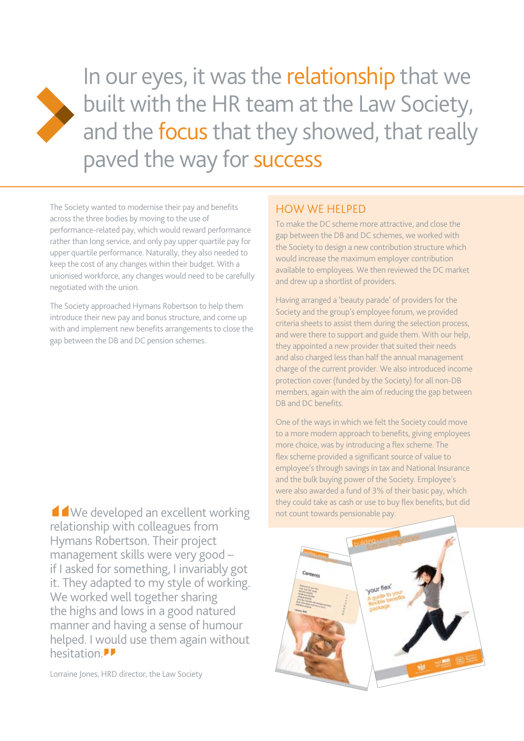# In our eyes, it was the relationship that we built with the HR team at the Law Society, and the focus that they showed, that really paved the way for success

The Society wanted to modernise their pay and benefits across the three bodies by moving to the use of performance-related pay, which would reward performance rather than long service, and only pay upper quartile pay for upper quartile performance. Naturally, they also needed to keep the cost of any changes within their budget. With a unionised workforce, any changes would need to be carefully negotiated with the union.

The Society approached Hymans Robertson to help them introduce their new pay and bonus structure, and come up with and implement new benefits arrangements to close the gap between the DB and DC pension schemes.

> "We developed an excellent working relationship with colleagues from Hymans Robertson. Their project management skills were very good – if I asked for something, I invariably got it. They adapted to my style of working. We worked well together sharing the highs and lows in a good natured manner and having a sense of humour helped. I would use them again without hesitation."

Lorraine Jones, HRD director, the Law Society

## HOW WE HELPED

To make the DC scheme more attractive, and close the gap between the DB and DC schemes, we worked with the Society to design a new contribution structure which would increase the maximum employer contribution available to employees. We then reviewed the DC market and drew up a shortlist of providers.

Having arranged a 'beauty parade' of providers for the Society and the group's employee forum, we provided criteria sheets to assist them during the selection process, and were there to support and guide them. With our help, they appointed a new provider that suited their needs and also charged less than half the annual management charge of the current provider. We also introduced income protection cover (funded by the Society) for all non-DB members, again with the aim of reducing the gap between DB and DC benefits.

One of the ways in which we felt the Society could move to a more modern approach to benefits, giving employees more choice, was by introducing a flex scheme. The flex scheme provided a significant source of value to employee's through savings in tax and National Insurance and the bulk buying power of the Society. Employee's were also awarded a fund of 3% of their basic pay, which they could take as cash or use to buy flex benefits, but did not count towards pensionable pay.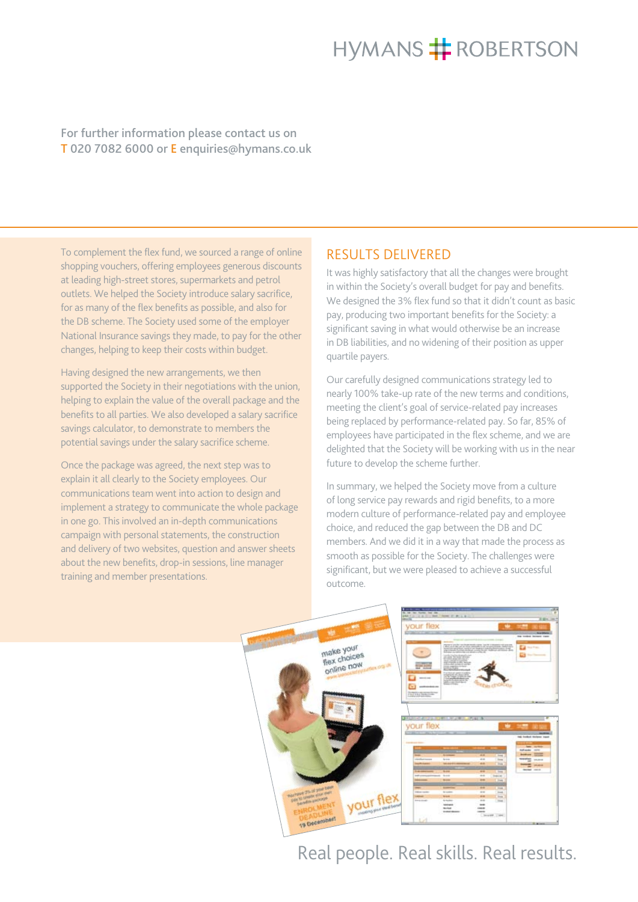HYMANS ROBERTSON

For further information please contact us on
T 020 7082 6000 or E enquiries@hymans.co.uk

To complement the flex fund, we sourced a range of online shopping vouchers, offering employees generous discounts at leading high-street stores, supermarkets and petrol outlets. We helped the Society introduce salary sacrifice, for as many of the flex benefits as possible, and also for the DB scheme. The Society used some of the employer National Insurance savings they made, to pay for the other changes, helping to keep their costs within budget.

Having designed the new arrangements, we then supported the Society in their negotiations with the union, helping to explain the value of the overall package and the benefits to all parties. We also developed a salary sacrifice savings calculator, to demonstrate to members the potential savings under the salary sacrifice scheme.

Once the package was agreed, the next step was to explain it all clearly to the Society employees. Our communications team went into action to design and implement a strategy to communicate the whole package in one go. This involved an in-depth communications campaign with personal statements, the construction and delivery of two websites, question and answer sheets about the new benefits, drop-in sessions, line manager training and member presentations.

## RESULTS DELIVERED

It was highly satisfactory that all the changes were brought in within the Society's overall budget for pay and benefits. We designed the 3% flex fund so that it didn't count as basic pay, producing two important benefits for the Society: a significant saving in what would otherwise be an increase in DB liabilities, and no widening of their position as upper quartile payers.

Our carefully designed communications strategy led to nearly 100% take-up rate of the new terms and conditions, meeting the client's goal of service-related pay increases being replaced by performance-related pay. So far, 85% of employees have participated in the flex scheme, and we are delighted that the Society will be working with us in the near future to develop the scheme further.

In summary, we helped the Society move from a culture of long service pay rewards and rigid benefits, to a more modern culture of performance-related pay and employee choice, and reduced the gap between the DB and DC members. And we did it in a way that made the process as smooth as possible for the Society. The challenges were significant, but we were pleased to achieve a successful outcome.

Real people. Real skills. Real results.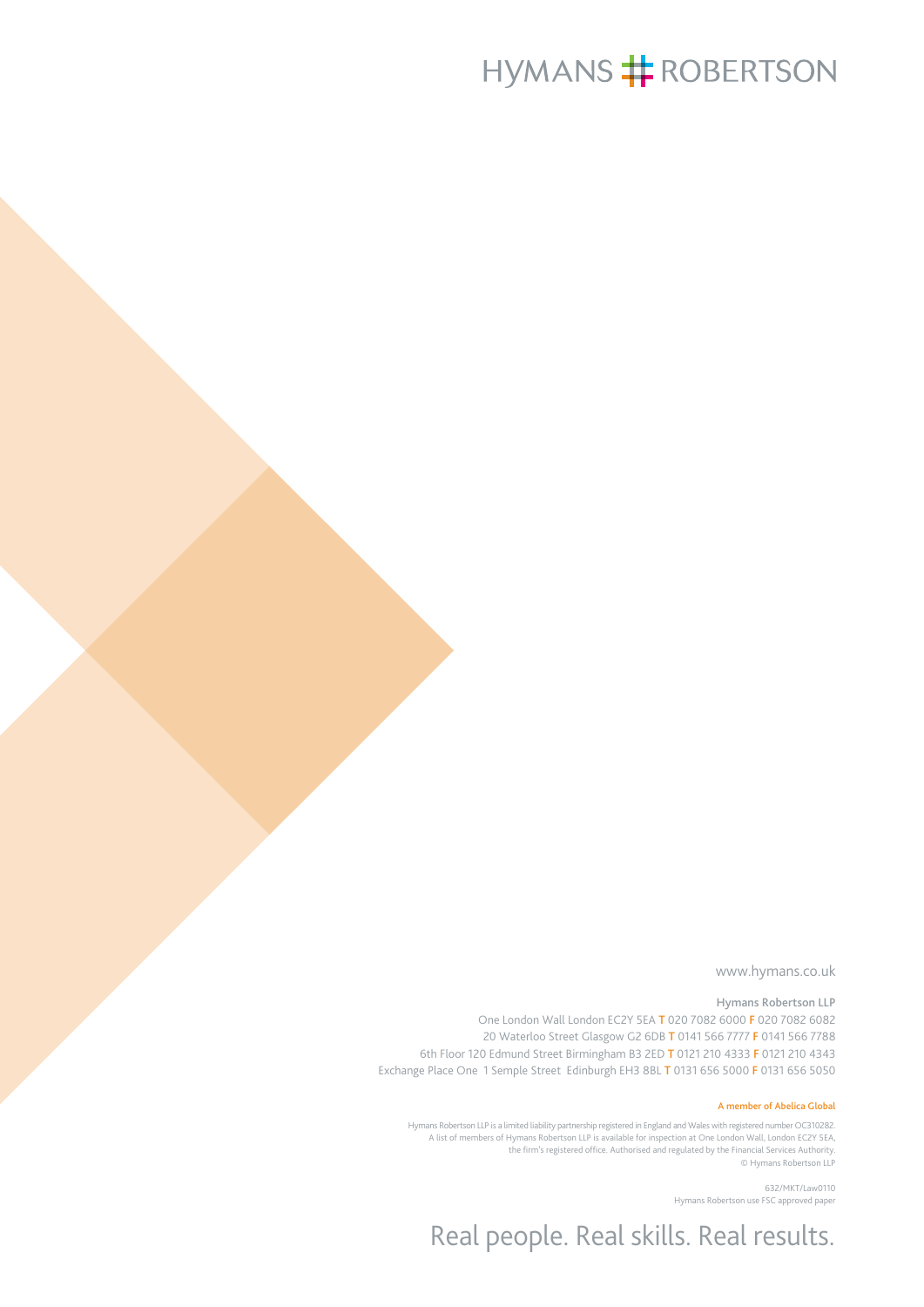HYMANS ROBERTSON

www.hymans.co.uk

**Hymans Robertson LLP**

One London Wall London EC2Y 5EA **T** 020 7082 6000 **F** 020 7082 6082
20 Waterloo Street Glasgow G2 6DB **T** 0141 566 7777 **F** 0141 566 7788
6th Floor 120 Edmund Street Birmingham B3 2ED **T** 0121 210 4333 **F** 0121 210 4343
Exchange Place One 1 Semple Street Edinburgh EH3 8BL **T** 0131 656 5000 **F** 0131 656 5050

A member of Abelica Global

Hymans Robertson LLP is a limited liability partnership registered in England and Wales with registered number OC310282. A list of members of Hymans Robertson LLP is available for inspection at One London Wall, London EC2Y 5EA, the firm's registered office. Authorised and regulated by the Financial Services Authority.
© Hymans Robertson LLP

632/MKT/Law0110
Hymans Robertson use FSC approved paper

Real people. Real skills. Real results.